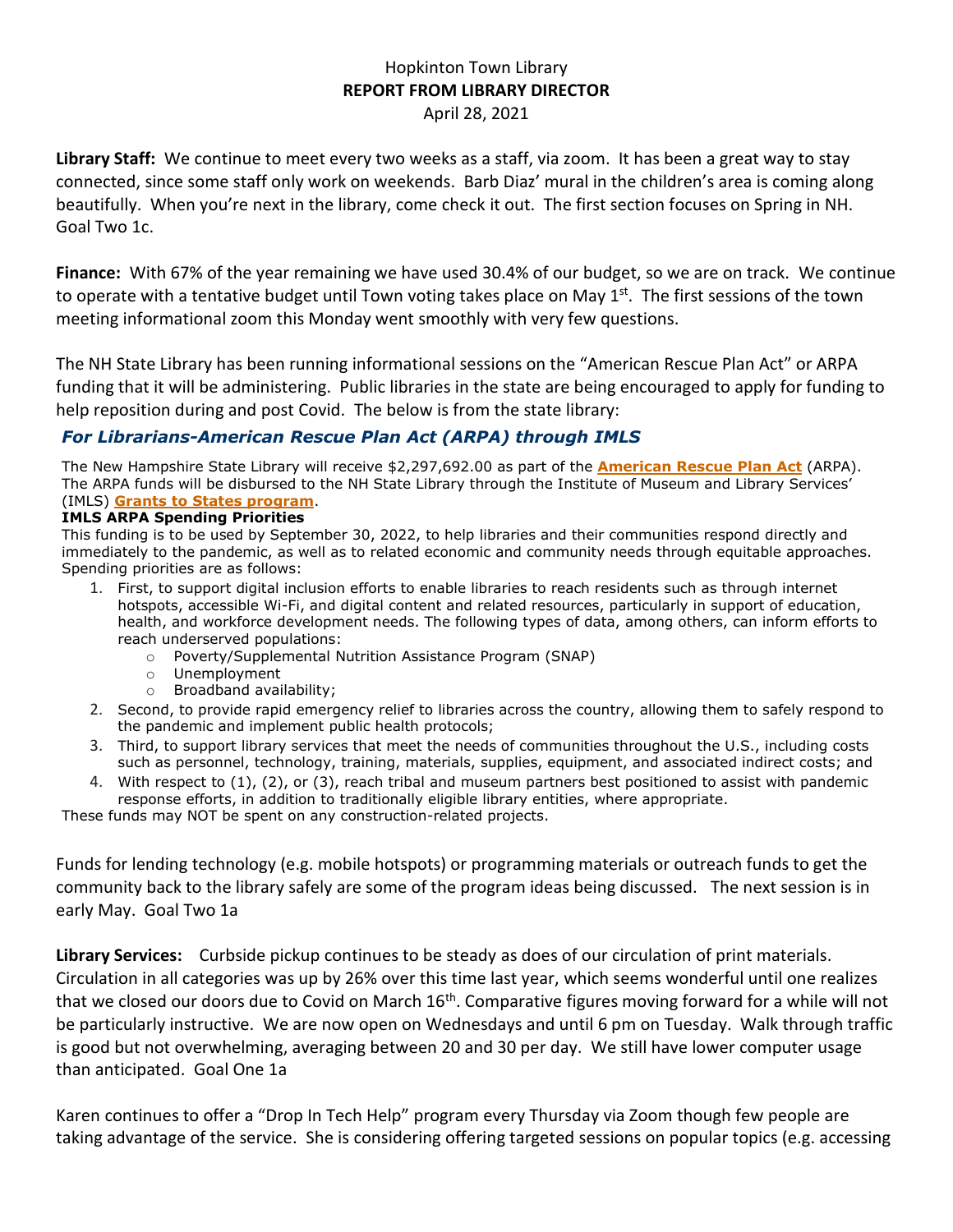Hopkinton Town Library
**REPORT FROM LIBRARY DIRECTOR**
April 28, 2021

**Library Staff:** We continue to meet every two weeks as a staff, via zoom. It has been a great way to stay connected, since some staff only work on weekends. Barb Diaz' mural in the children's area is coming along beautifully. When you're next in the library, come check it out. The first section focuses on Spring in NH. Goal Two 1c.

**Finance:** With 67% of the year remaining we have used 30.4% of our budget, so we are on track. We continue to operate with a tentative budget until Town voting takes place on May 1st. The first sessions of the town meeting informational zoom this Monday went smoothly with very few questions.

The NH State Library has been running informational sessions on the "American Rescue Plan Act" or ARPA funding that it will be administering. Public libraries in the state are being encouraged to apply for funding to help reposition during and post Covid. The below is from the state library:

### *For Librarians-American Rescue Plan Act (ARPA) through IMLS*

The New Hampshire State Library will receive $2,297,692.00 as part of the **American Rescue Plan Act** (ARPA). The ARPA funds will be disbursed to the NH State Library through the Institute of Museum and Library Services' (IMLS) **Grants to States program**.

**IMLS ARPA Spending Priorities**

This funding is to be used by September 30, 2022, to help libraries and their communities respond directly and immediately to the pandemic, as well as to related economic and community needs through equitable approaches. Spending priorities are as follows:

1. First, to support digital inclusion efforts to enable libraries to reach residents such as through internet hotspots, accessible Wi-Fi, and digital content and related resources, particularly in support of education, health, and workforce development needs. The following types of data, among others, can inform efforts to reach underserved populations:
   - Poverty/Supplemental Nutrition Assistance Program (SNAP)
   - Unemployment
   - Broadband availability;
2. Second, to provide rapid emergency relief to libraries across the country, allowing them to safely respond to the pandemic and implement public health protocols;
3. Third, to support library services that meet the needs of communities throughout the U.S., including costs such as personnel, technology, training, materials, supplies, equipment, and associated indirect costs; and
4. With respect to (1), (2), or (3), reach tribal and museum partners best positioned to assist with pandemic response efforts, in addition to traditionally eligible library entities, where appropriate.

These funds may NOT be spent on any construction-related projects.

Funds for lending technology (e.g. mobile hotspots) or programming materials or outreach funds to get the community back to the library safely are some of the program ideas being discussed. The next session is in early May. Goal Two 1a

**Library Services:** Curbside pickup continues to be steady as does of our circulation of print materials. Circulation in all categories was up by 26% over this time last year, which seems wonderful until one realizes that we closed our doors due to Covid on March 16th. Comparative figures moving forward for a while will not be particularly instructive. We are now open on Wednesdays and until 6 pm on Tuesday. Walk through traffic is good but not overwhelming, averaging between 20 and 30 per day. We still have lower computer usage than anticipated. Goal One 1a

Karen continues to offer a "Drop In Tech Help" program every Thursday via Zoom though few people are taking advantage of the service. She is considering offering targeted sessions on popular topics (e.g. accessing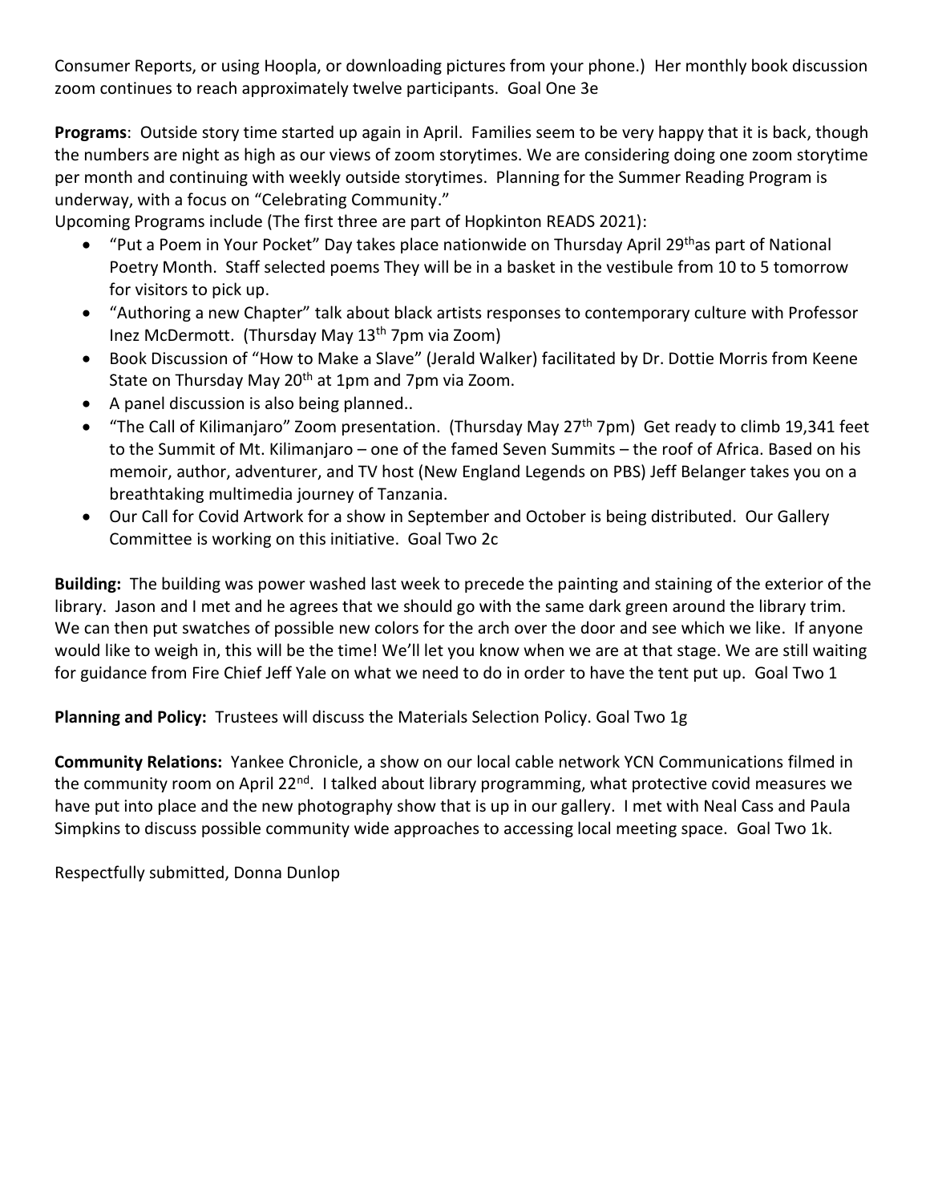Consumer Reports, or using Hoopla, or downloading pictures from your phone.) Her monthly book discussion zoom continues to reach approximately twelve participants. Goal One 3e

**Programs**: Outside story time started up again in April. Families seem to be very happy that it is back, though the numbers are night as high as our views of zoom storytimes. We are considering doing one zoom storytime per month and continuing with weekly outside storytimes. Planning for the Summer Reading Program is underway, with a focus on "Celebrating Community."

Upcoming Programs include (The first three are part of Hopkinton READS 2021):

- "Put a Poem in Your Pocket" Day takes place nationwide on Thursday April 29th as part of National Poetry Month. Staff selected poems They will be in a basket in the vestibule from 10 to 5 tomorrow for visitors to pick up.
- "Authoring a new Chapter" talk about black artists responses to contemporary culture with Professor Inez McDermott. (Thursday May 13th 7pm via Zoom)
- Book Discussion of "How to Make a Slave" (Jerald Walker) facilitated by Dr. Dottie Morris from Keene State on Thursday May 20th at 1pm and 7pm via Zoom.
- A panel discussion is also being planned..
- "The Call of Kilimanjaro" Zoom presentation. (Thursday May 27th 7pm) Get ready to climb 19,341 feet to the Summit of Mt. Kilimanjaro – one of the famed Seven Summits – the roof of Africa. Based on his memoir, author, adventurer, and TV host (New England Legends on PBS) Jeff Belanger takes you on a breathtaking multimedia journey of Tanzania.
- Our Call for Covid Artwork for a show in September and October is being distributed. Our Gallery Committee is working on this initiative. Goal Two 2c

**Building:** The building was power washed last week to precede the painting and staining of the exterior of the library. Jason and I met and he agrees that we should go with the same dark green around the library trim. We can then put swatches of possible new colors for the arch over the door and see which we like. If anyone would like to weigh in, this will be the time! We'll let you know when we are at that stage. We are still waiting for guidance from Fire Chief Jeff Yale on what we need to do in order to have the tent put up. Goal Two 1

**Planning and Policy:** Trustees will discuss the Materials Selection Policy. Goal Two 1g

**Community Relations:** Yankee Chronicle, a show on our local cable network YCN Communications filmed in the community room on April 22nd. I talked about library programming, what protective covid measures we have put into place and the new photography show that is up in our gallery. I met with Neal Cass and Paula Simpkins to discuss possible community wide approaches to accessing local meeting space. Goal Two 1k.

Respectfully submitted, Donna Dunlop